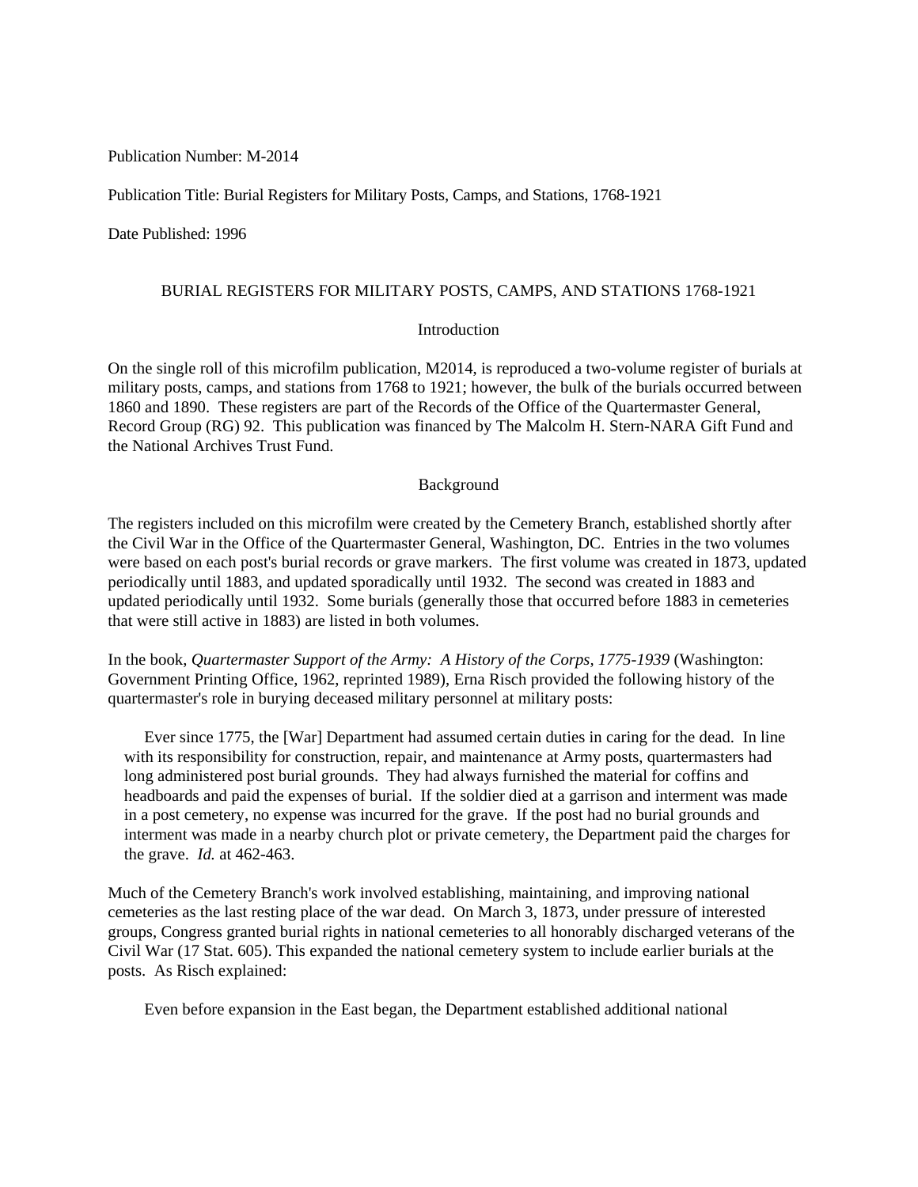Publication Number: M-2014

Publication Title: Burial Registers for Military Posts, Camps, and Stations, 1768-1921

Date Published: 1996

# BURIAL REGISTERS FOR MILITARY POSTS, CAMPS, AND STATIONS 1768-1921

## Introduction

On the single roll of this microfilm publication, M2014, is reproduced a two-volume register of burials at military posts, camps, and stations from 1768 to 1921; however, the bulk of the burials occurred between 1860 and 1890. These registers are part of the Records of the Office of the Quartermaster General, Record Group (RG) 92. This publication was financed by The Malcolm H. Stern-NARA Gift Fund and the National Archives Trust Fund.

## Background

The registers included on this microfilm were created by the Cemetery Branch, established shortly after the Civil War in the Office of the Quartermaster General, Washington, DC. Entries in the two volumes were based on each post's burial records or grave markers. The first volume was created in 1873, updated periodically until 1883, and updated sporadically until 1932. The second was created in 1883 and updated periodically until 1932. Some burials (generally those that occurred before 1883 in cemeteries that were still active in 1883) are listed in both volumes.

In the book, *Quartermaster Support of the Army: A History of the Corps, 1775-1939* (Washington: Government Printing Office, 1962, reprinted 1989), Erna Risch provided the following history of the quartermaster's role in burying deceased military personnel at military posts:

> Ever since 1775, the [War] Department had assumed certain duties in caring for the dead. In line with its responsibility for construction, repair, and maintenance at Army posts, quartermasters had long administered post burial grounds. They had always furnished the material for coffins and headboards and paid the expenses of burial. If the soldier died at a garrison and interment was made in a post cemetery, no expense was incurred for the grave. If the post had no burial grounds and interment was made in a nearby church plot or private cemetery, the Department paid the charges for the grave. *Id.* at 462-463.

Much of the Cemetery Branch's work involved establishing, maintaining, and improving national cemeteries as the last resting place of the war dead. On March 3, 1873, under pressure of interested groups, Congress granted burial rights in national cemeteries to all honorably discharged veterans of the Civil War (17 Stat. 605). This expanded the national cemetery system to include earlier burials at the posts. As Risch explained:

> Even before expansion in the East began, the Department established additional national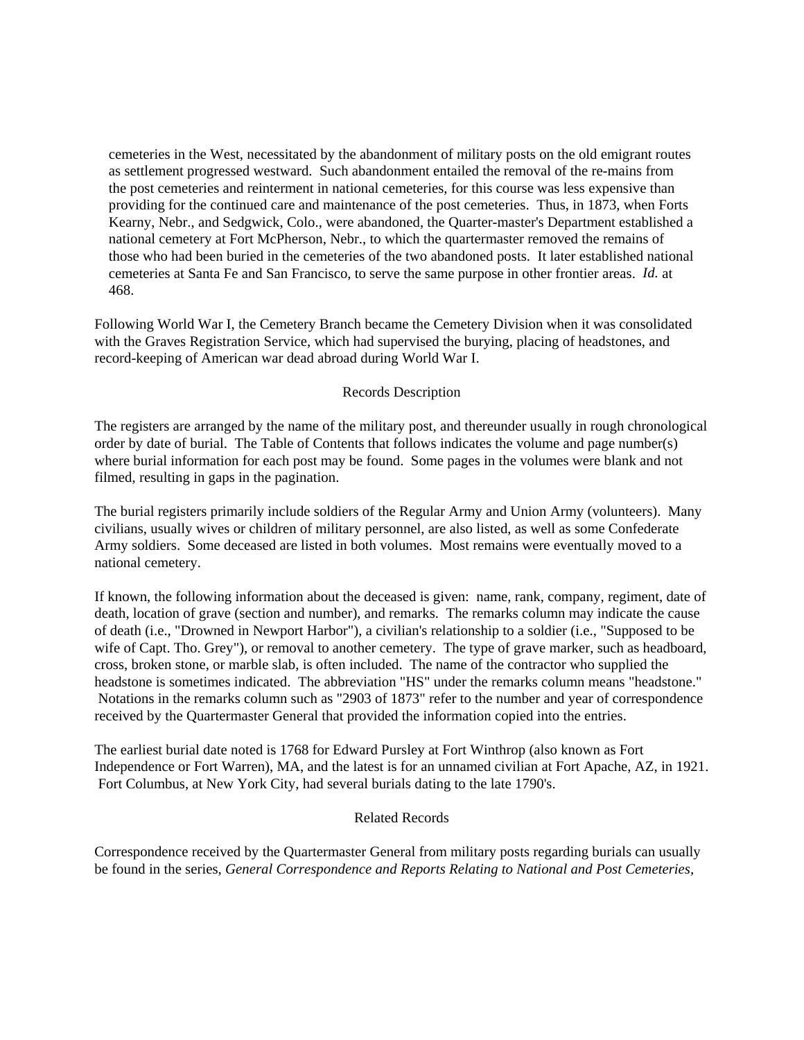> cemeteries in the West, necessitated by the abandonment of military posts on the old emigrant routes as settlement progressed westward. Such abandonment entailed the removal of the re-mains from the post cemeteries and reinterment in national cemeteries, for this course was less expensive than providing for the continued care and maintenance of the post cemeteries. Thus, in 1873, when Forts Kearny, Nebr., and Sedgwick, Colo., were abandoned, the Quarter-master's Department established a national cemetery at Fort McPherson, Nebr., to which the quartermaster removed the remains of those who had been buried in the cemeteries of the two abandoned posts. It later established national cemeteries at Santa Fe and San Francisco, to serve the same purpose in other frontier areas. *Id.* at 468.

Following World War I, the Cemetery Branch became the Cemetery Division when it was consolidated with the Graves Registration Service, which had supervised the burying, placing of headstones, and record-keeping of American war dead abroad during World War I.

## Records Description

The registers are arranged by the name of the military post, and thereunder usually in rough chronological order by date of burial. The Table of Contents that follows indicates the volume and page number(s) where burial information for each post may be found. Some pages in the volumes were blank and not filmed, resulting in gaps in the pagination.

The burial registers primarily include soldiers of the Regular Army and Union Army (volunteers). Many civilians, usually wives or children of military personnel, are also listed, as well as some Confederate Army soldiers. Some deceased are listed in both volumes. Most remains were eventually moved to a national cemetery.

If known, the following information about the deceased is given: name, rank, company, regiment, date of death, location of grave (section and number), and remarks. The remarks column may indicate the cause of death (i.e., "Drowned in Newport Harbor"), a civilian's relationship to a soldier (i.e., "Supposed to be wife of Capt. Tho. Grey"), or removal to another cemetery. The type of grave marker, such as headboard, cross, broken stone, or marble slab, is often included. The name of the contractor who supplied the headstone is sometimes indicated. The abbreviation "HS" under the remarks column means "headstone." Notations in the remarks column such as "2903 of 1873" refer to the number and year of correspondence received by the Quartermaster General that provided the information copied into the entries.

The earliest burial date noted is 1768 for Edward Pursley at Fort Winthrop (also known as Fort Independence or Fort Warren), MA, and the latest is for an unnamed civilian at Fort Apache, AZ, in 1921. Fort Columbus, at New York City, had several burials dating to the late 1790's.

## Related Records

Correspondence received by the Quartermaster General from military posts regarding burials can usually be found in the series, *General Correspondence and Reports Relating to National and Post Cemeteries,*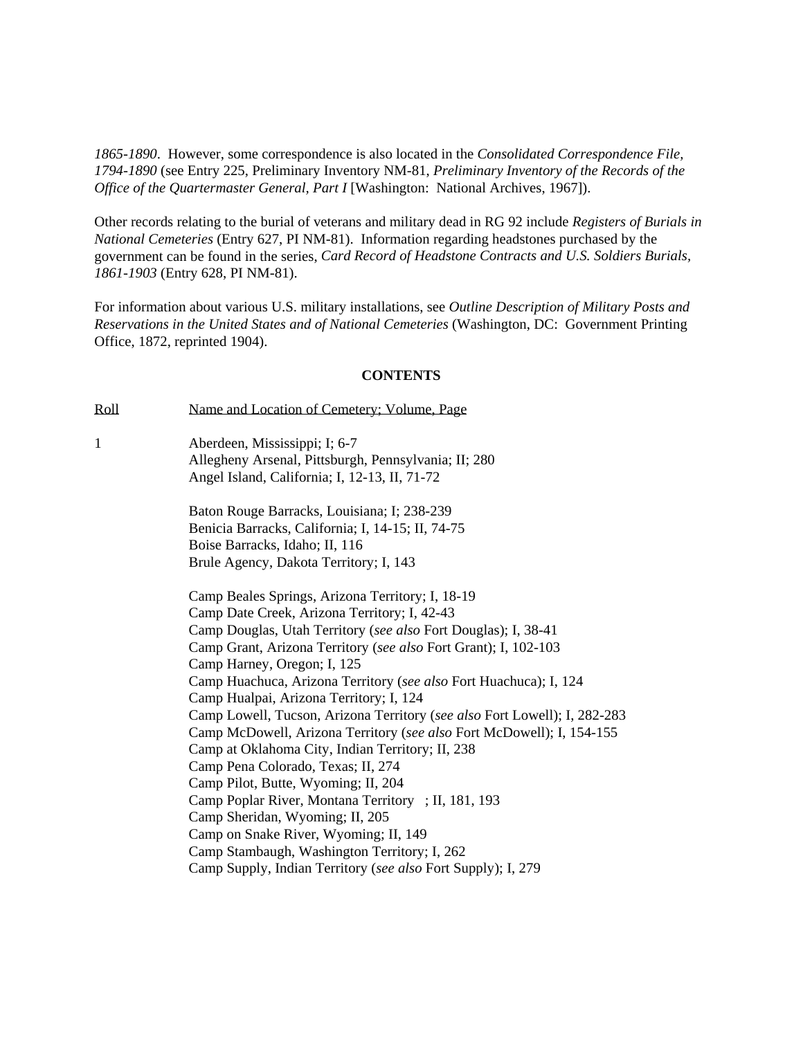*1865-1890*. However, some correspondence is also located in the *Consolidated Correspondence File, 1794-1890* (see Entry 225, Preliminary Inventory NM-81, *Preliminary Inventory of the Records of the Office of the Quartermaster General, Part I* [Washington: National Archives, 1967]).

Other records relating to the burial of veterans and military dead in RG 92 include *Registers of Burials in National Cemeteries* (Entry 627, PI NM-81). Information regarding headstones purchased by the government can be found in the series, *Card Record of Headstone Contracts and U.S. Soldiers Burials, 1861-1903* (Entry 628, PI NM-81).

For information about various U.S. military installations, see *Outline Description of Military Posts and Reservations in the United States and of National Cemeteries* (Washington, DC: Government Printing Office, 1872, reprinted 1904).

**CONTENTS**

| Roll | Name and Location of Cemetery; Volume, Page |
|---|---|
| 1 | Aberdeen, Mississippi; I; 6-7 |
| | Allegheny Arsenal, Pittsburgh, Pennsylvania; II; 280 |
| | Angel Island, California; I, 12-13, II, 71-72 |
| | |
| | Baton Rouge Barracks, Louisiana; I; 238-239 |
| | Benicia Barracks, California; I, 14-15; II, 74-75 |
| | Boise Barracks, Idaho; II, 116 |
| | Brule Agency, Dakota Territory; I, 143 |
| | |
| | Camp Beales Springs, Arizona Territory; I, 18-19 |
| | Camp Date Creek, Arizona Territory; I, 42-43 |
| | Camp Douglas, Utah Territory (*see also* Fort Douglas); I, 38-41 |
| | Camp Grant, Arizona Territory (*see also* Fort Grant); I, 102-103 |
| | Camp Harney, Oregon; I, 125 |
| | Camp Huachuca, Arizona Territory (*see also* Fort Huachuca); I, 124 |
| | Camp Hualpai, Arizona Territory; I, 124 |
| | Camp Lowell, Tucson, Arizona Territory (*see also* Fort Lowell); I, 282-283 |
| | Camp McDowell, Arizona Territory (*see also* Fort McDowell); I, 154-155 |
| | Camp at Oklahoma City, Indian Territory; II, 238 |
| | Camp Pena Colorado, Texas; II, 274 |
| | Camp Pilot, Butte, Wyoming; II, 204 |
| | Camp Poplar River, Montana Territory ; II, 181, 193 |
| | Camp Sheridan, Wyoming; II, 205 |
| | Camp on Snake River, Wyoming; II, 149 |
| | Camp Stambaugh, Washington Territory; I, 262 |
| | Camp Supply, Indian Territory (*see also* Fort Supply); I, 279 |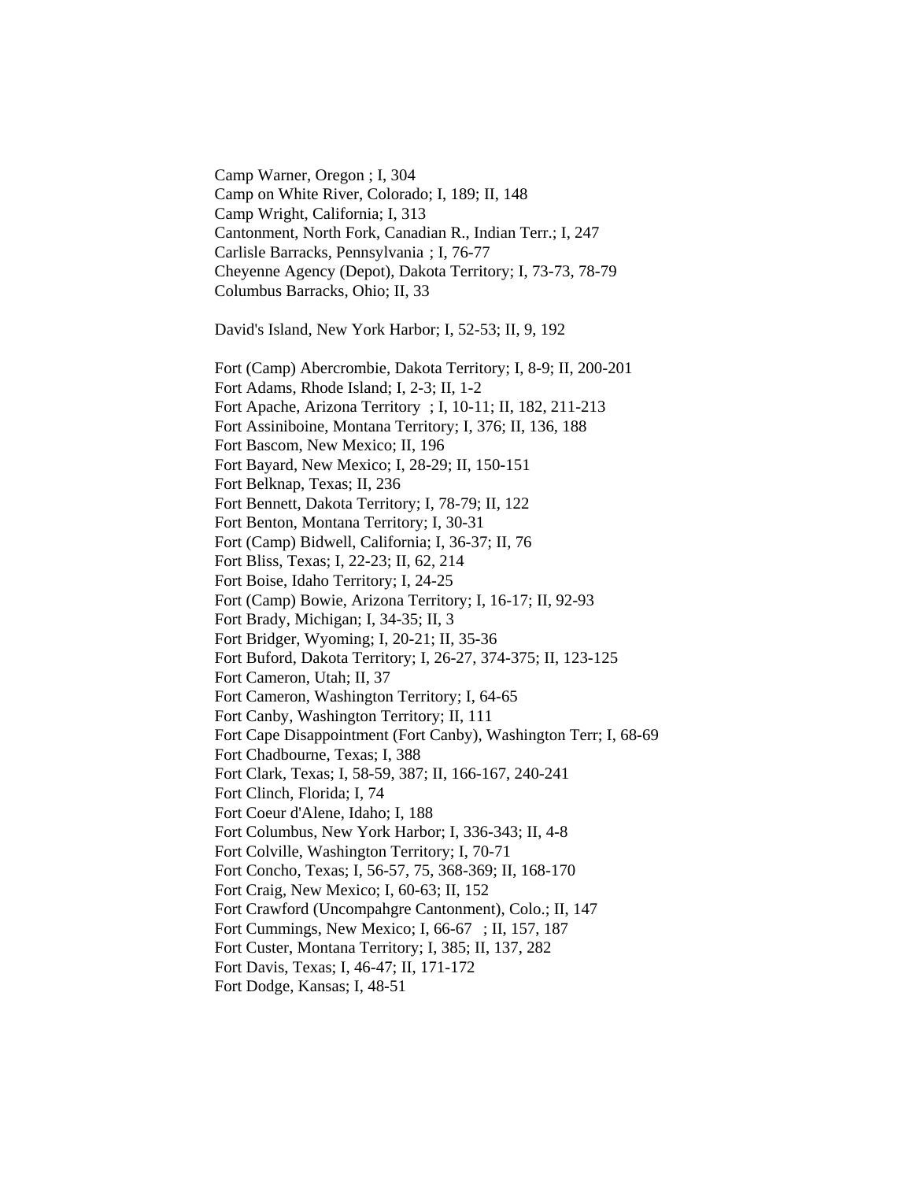Camp Warner, Oregon ; I, 304
Camp on White River, Colorado; I, 189; II, 148
Camp Wright, California; I, 313
Cantonment, North Fork, Canadian R., Indian Terr.; I, 247
Carlisle Barracks, Pennsylvania ; I, 76-77
Cheyenne Agency (Depot), Dakota Territory; I, 73-73, 78-79
Columbus Barracks, Ohio; II, 33

David's Island, New York Harbor; I, 52-53; II, 9, 192

Fort (Camp) Abercrombie, Dakota Territory; I, 8-9; II, 200-201
Fort Adams, Rhode Island; I, 2-3; II, 1-2
Fort Apache, Arizona Territory ; I, 10-11; II, 182, 211-213
Fort Assiniboine, Montana Territory; I, 376; II, 136, 188
Fort Bascom, New Mexico; II, 196
Fort Bayard, New Mexico; I, 28-29; II, 150-151
Fort Belknap, Texas; II, 236
Fort Bennett, Dakota Territory; I, 78-79; II, 122
Fort Benton, Montana Territory; I, 30-31
Fort (Camp) Bidwell, California; I, 36-37; II, 76
Fort Bliss, Texas; I, 22-23; II, 62, 214
Fort Boise, Idaho Territory; I, 24-25
Fort (Camp) Bowie, Arizona Territory; I, 16-17; II, 92-93
Fort Brady, Michigan; I, 34-35; II, 3
Fort Bridger, Wyoming; I, 20-21; II, 35-36
Fort Buford, Dakota Territory; I, 26-27, 374-375; II, 123-125
Fort Cameron, Utah; II, 37
Fort Cameron, Washington Territory; I, 64-65
Fort Canby, Washington Territory; II, 111
Fort Cape Disappointment (Fort Canby), Washington Terr; I, 68-69
Fort Chadbourne, Texas; I, 388
Fort Clark, Texas; I, 58-59, 387; II, 166-167, 240-241
Fort Clinch, Florida; I, 74
Fort Coeur d'Alene, Idaho; I, 188
Fort Columbus, New York Harbor; I, 336-343; II, 4-8
Fort Colville, Washington Territory; I, 70-71
Fort Concho, Texas; I, 56-57, 75, 368-369; II, 168-170
Fort Craig, New Mexico; I, 60-63; II, 152
Fort Crawford (Uncompahgre Cantonment), Colo.; II, 147
Fort Cummings, New Mexico; I, 66-67 ; II, 157, 187
Fort Custer, Montana Territory; I, 385; II, 137, 282
Fort Davis, Texas; I, 46-47; II, 171-172
Fort Dodge, Kansas; I, 48-51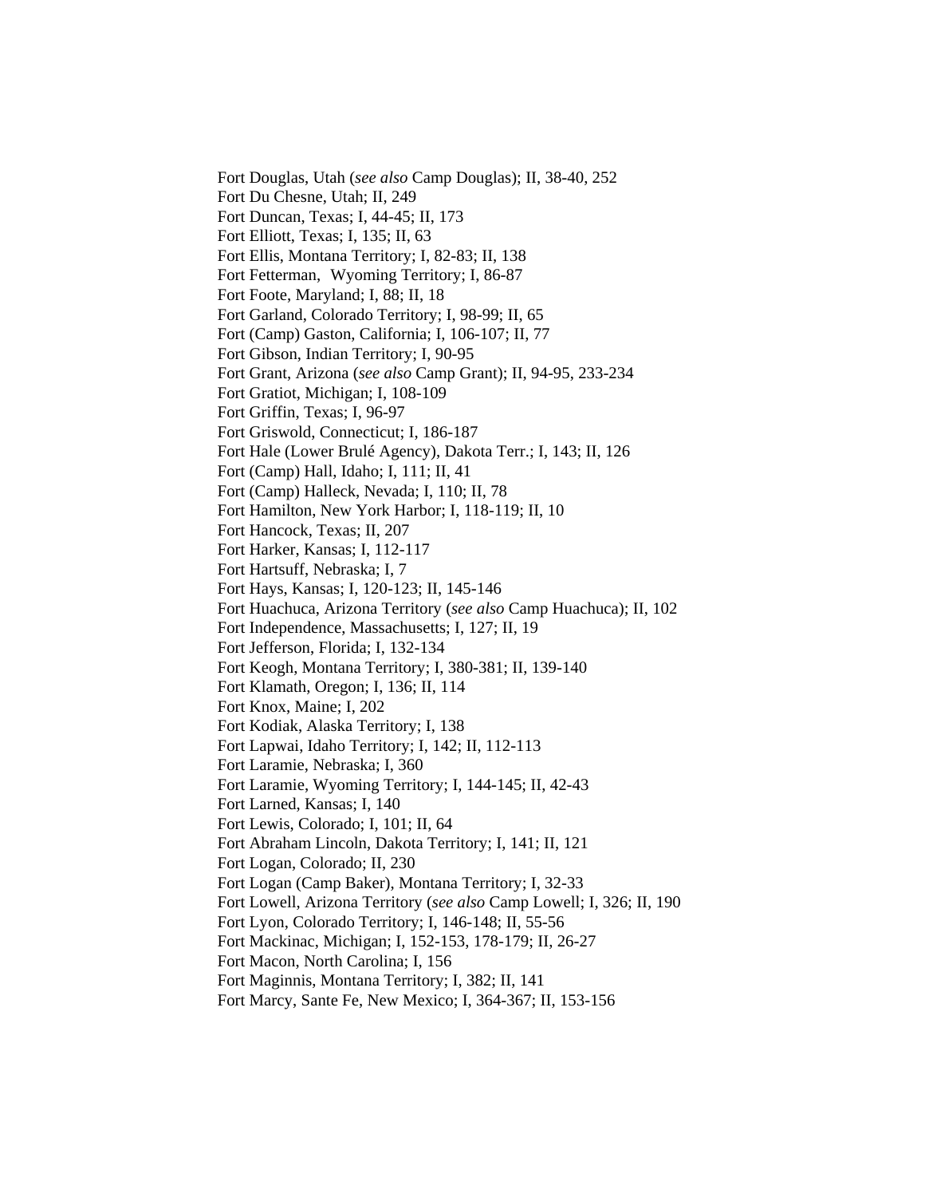Fort Douglas, Utah (*see also* Camp Douglas); II, 38-40, 252
Fort Du Chesne, Utah; II, 249
Fort Duncan, Texas; I, 44-45; II, 173
Fort Elliott, Texas; I, 135; II, 63
Fort Ellis, Montana Territory; I, 82-83; II, 138
Fort Fetterman, Wyoming Territory; I, 86-87
Fort Foote, Maryland; I, 88; II, 18
Fort Garland, Colorado Territory; I, 98-99; II, 65
Fort (Camp) Gaston, California; I, 106-107; II, 77
Fort Gibson, Indian Territory; I, 90-95
Fort Grant, Arizona (*see also* Camp Grant); II, 94-95, 233-234
Fort Gratiot, Michigan; I, 108-109
Fort Griffin, Texas; I, 96-97
Fort Griswold, Connecticut; I, 186-187
Fort Hale (Lower Brulé Agency), Dakota Terr.; I, 143; II, 126
Fort (Camp) Hall, Idaho; I, 111; II, 41
Fort (Camp) Halleck, Nevada; I, 110; II, 78
Fort Hamilton, New York Harbor; I, 118-119; II, 10
Fort Hancock, Texas; II, 207
Fort Harker, Kansas; I, 112-117
Fort Hartsuff, Nebraska; I, 7
Fort Hays, Kansas; I, 120-123; II, 145-146
Fort Huachuca, Arizona Territory (*see also* Camp Huachuca); II, 102
Fort Independence, Massachusetts; I, 127; II, 19
Fort Jefferson, Florida; I, 132-134
Fort Keogh, Montana Territory; I, 380-381; II, 139-140
Fort Klamath, Oregon; I, 136; II, 114
Fort Knox, Maine; I, 202
Fort Kodiak, Alaska Territory; I, 138
Fort Lapwai, Idaho Territory; I, 142; II, 112-113
Fort Laramie, Nebraska; I, 360
Fort Laramie, Wyoming Territory; I, 144-145; II, 42-43
Fort Larned, Kansas; I, 140
Fort Lewis, Colorado; I, 101; II, 64
Fort Abraham Lincoln, Dakota Territory; I, 141; II, 121
Fort Logan, Colorado; II, 230
Fort Logan (Camp Baker), Montana Territory; I, 32-33
Fort Lowell, Arizona Territory (*see also* Camp Lowell; I, 326; II, 190
Fort Lyon, Colorado Territory; I, 146-148; II, 55-56
Fort Mackinac, Michigan; I, 152-153, 178-179; II, 26-27
Fort Macon, North Carolina; I, 156
Fort Maginnis, Montana Territory; I, 382; II, 141
Fort Marcy, Sante Fe, New Mexico; I, 364-367; II, 153-156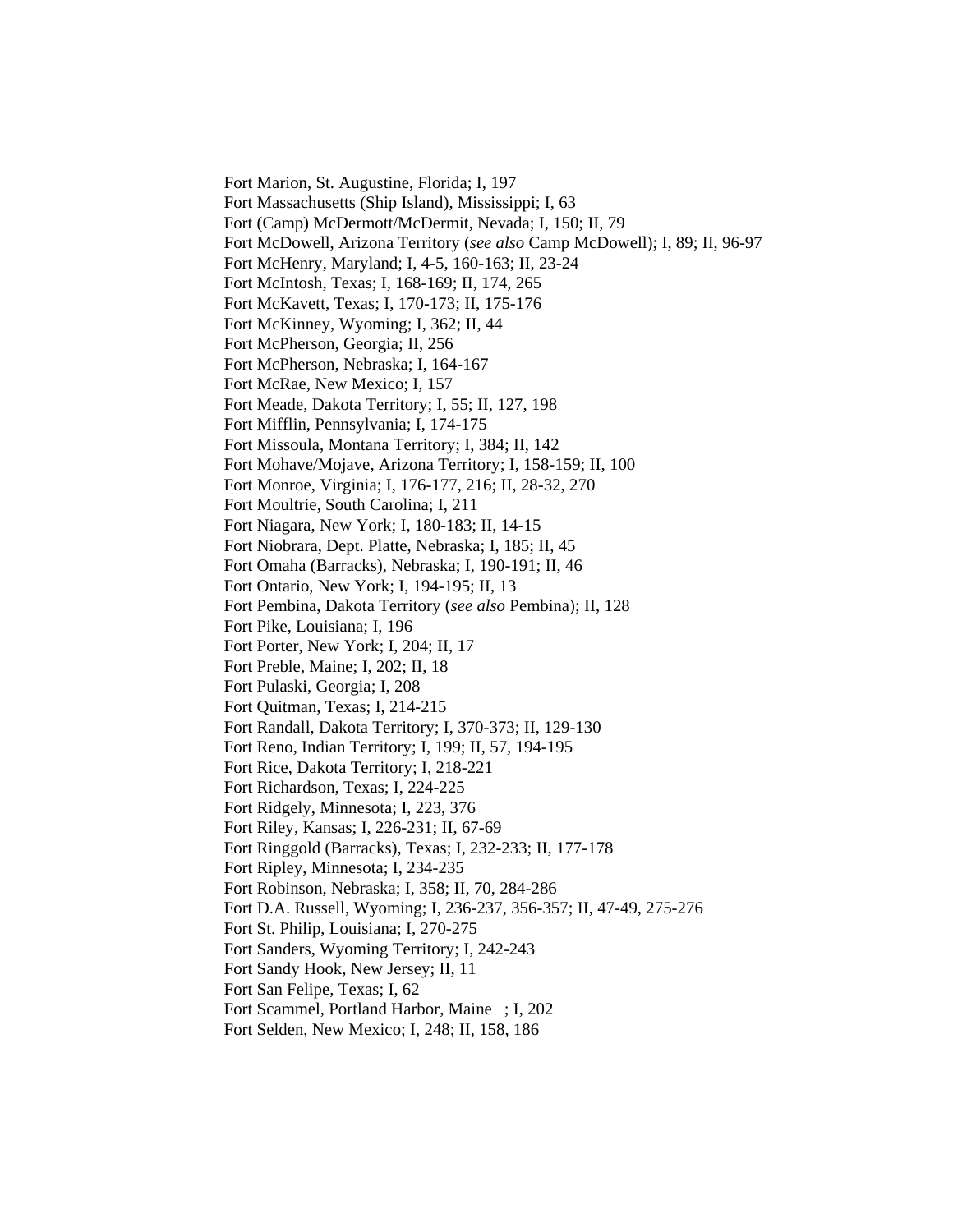Fort Marion, St. Augustine, Florida; I, 197
Fort Massachusetts (Ship Island), Mississippi; I, 63
Fort (Camp) McDermott/McDermit, Nevada; I, 150; II, 79
Fort McDowell, Arizona Territory (*see also* Camp McDowell); I, 89; II, 96-97
Fort McHenry, Maryland; I, 4-5, 160-163; II, 23-24
Fort McIntosh, Texas; I, 168-169; II, 174, 265
Fort McKavett, Texas; I, 170-173; II, 175-176
Fort McKinney, Wyoming; I, 362; II, 44
Fort McPherson, Georgia; II, 256
Fort McPherson, Nebraska; I, 164-167
Fort McRae, New Mexico; I, 157
Fort Meade, Dakota Territory; I, 55; II, 127, 198
Fort Mifflin, Pennsylvania; I, 174-175
Fort Missoula, Montana Territory; I, 384; II, 142
Fort Mohave/Mojave, Arizona Territory; I, 158-159; II, 100
Fort Monroe, Virginia; I, 176-177, 216; II, 28-32, 270
Fort Moultrie, South Carolina; I, 211
Fort Niagara, New York; I, 180-183; II, 14-15
Fort Niobrara, Dept. Platte, Nebraska; I, 185; II, 45
Fort Omaha (Barracks), Nebraska; I, 190-191; II, 46
Fort Ontario, New York; I, 194-195; II, 13
Fort Pembina, Dakota Territory (*see also* Pembina); II, 128
Fort Pike, Louisiana; I, 196
Fort Porter, New York; I, 204; II, 17
Fort Preble, Maine; I, 202; II, 18
Fort Pulaski, Georgia; I, 208
Fort Quitman, Texas; I, 214-215
Fort Randall, Dakota Territory; I, 370-373; II, 129-130
Fort Reno, Indian Territory; I, 199; II, 57, 194-195
Fort Rice, Dakota Territory; I, 218-221
Fort Richardson, Texas; I, 224-225
Fort Ridgely, Minnesota; I, 223, 376
Fort Riley, Kansas; I, 226-231; II, 67-69
Fort Ringgold (Barracks), Texas; I, 232-233; II, 177-178
Fort Ripley, Minnesota; I, 234-235
Fort Robinson, Nebraska; I, 358; II, 70, 284-286
Fort D.A. Russell, Wyoming; I, 236-237, 356-357; II, 47-49, 275-276
Fort St. Philip, Louisiana; I, 270-275
Fort Sanders, Wyoming Territory; I, 242-243
Fort Sandy Hook, New Jersey; II, 11
Fort San Felipe, Texas; I, 62
Fort Scammel, Portland Harbor, Maine ; I, 202
Fort Selden, New Mexico; I, 248; II, 158, 186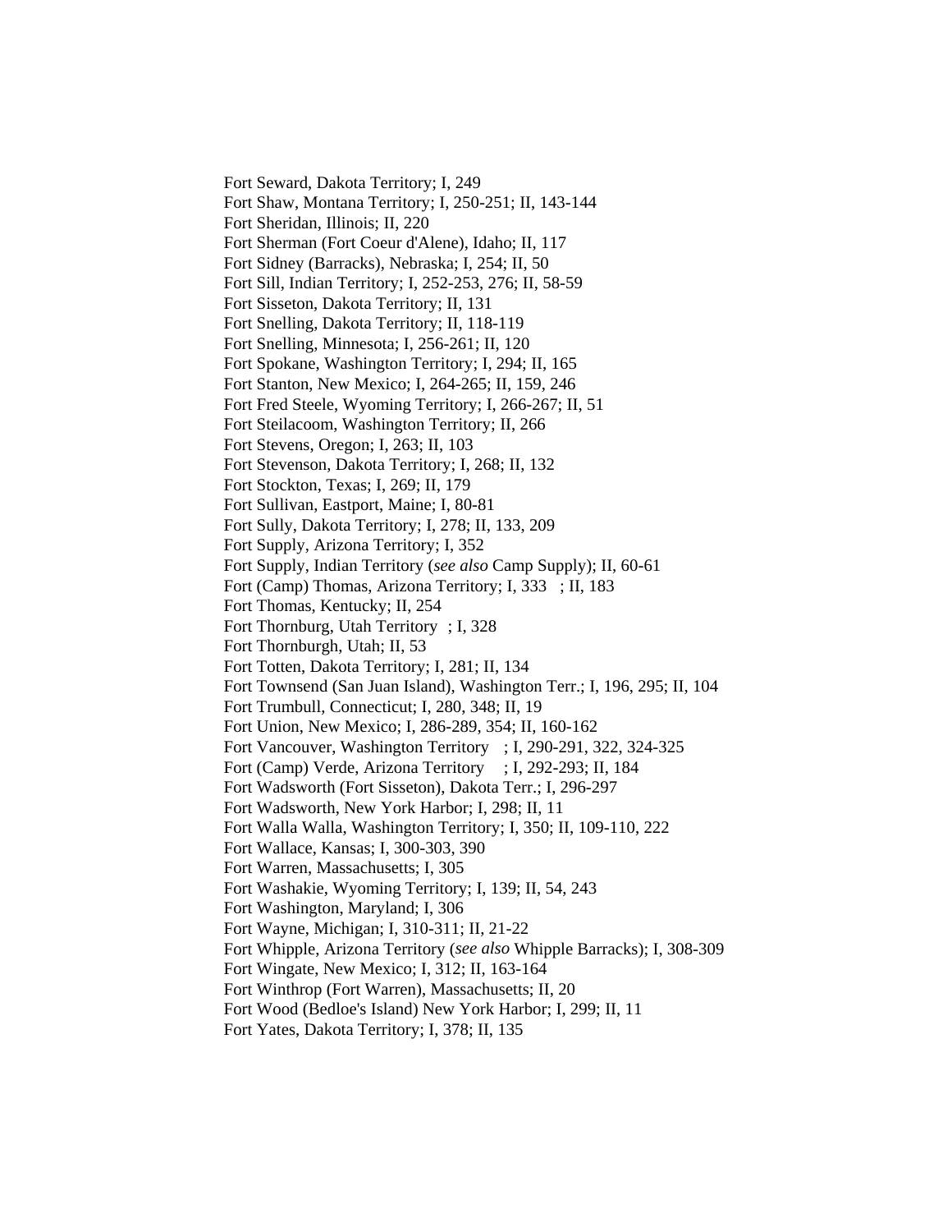Fort Seward, Dakota Territory; I, 249
Fort Shaw, Montana Territory; I, 250-251; II, 143-144
Fort Sheridan, Illinois; II, 220
Fort Sherman (Fort Coeur d'Alene), Idaho; II, 117
Fort Sidney (Barracks), Nebraska; I, 254; II, 50
Fort Sill, Indian Territory; I, 252-253, 276; II, 58-59
Fort Sisseton, Dakota Territory; II, 131
Fort Snelling, Dakota Territory; II, 118-119
Fort Snelling, Minnesota; I, 256-261; II, 120
Fort Spokane, Washington Territory; I, 294; II, 165
Fort Stanton, New Mexico; I, 264-265; II, 159, 246
Fort Fred Steele, Wyoming Territory; I, 266-267; II, 51
Fort Steilacoom, Washington Territory; II, 266
Fort Stevens, Oregon; I, 263; II, 103
Fort Stevenson, Dakota Territory; I, 268; II, 132
Fort Stockton, Texas; I, 269; II, 179
Fort Sullivan, Eastport, Maine; I, 80-81
Fort Sully, Dakota Territory; I, 278; II, 133, 209
Fort Supply, Arizona Territory; I, 352
Fort Supply, Indian Territory (*see also* Camp Supply); II, 60-61
Fort (Camp) Thomas, Arizona Territory; I, 333 ; II, 183
Fort Thomas, Kentucky; II, 254
Fort Thornburg, Utah Territory ; I, 328
Fort Thornburgh, Utah; II, 53
Fort Totten, Dakota Territory; I, 281; II, 134
Fort Townsend (San Juan Island), Washington Terr.; I, 196, 295; II, 104
Fort Trumbull, Connecticut; I, 280, 348; II, 19
Fort Union, New Mexico; I, 286-289, 354; II, 160-162
Fort Vancouver, Washington Territory ; I, 290-291, 322, 324-325
Fort (Camp) Verde, Arizona Territory ; I, 292-293; II, 184
Fort Wadsworth (Fort Sisseton), Dakota Terr.; I, 296-297
Fort Wadsworth, New York Harbor; I, 298; II, 11
Fort Walla Walla, Washington Territory; I, 350; II, 109-110, 222
Fort Wallace, Kansas; I, 300-303, 390
Fort Warren, Massachusetts; I, 305
Fort Washakie, Wyoming Territory; I, 139; II, 54, 243
Fort Washington, Maryland; I, 306
Fort Wayne, Michigan; I, 310-311; II, 21-22
Fort Whipple, Arizona Territory (*see also* Whipple Barracks); I, 308-309
Fort Wingate, New Mexico; I, 312; II, 163-164
Fort Winthrop (Fort Warren), Massachusetts; II, 20
Fort Wood (Bedloe's Island) New York Harbor; I, 299; II, 11
Fort Yates, Dakota Territory; I, 378; II, 135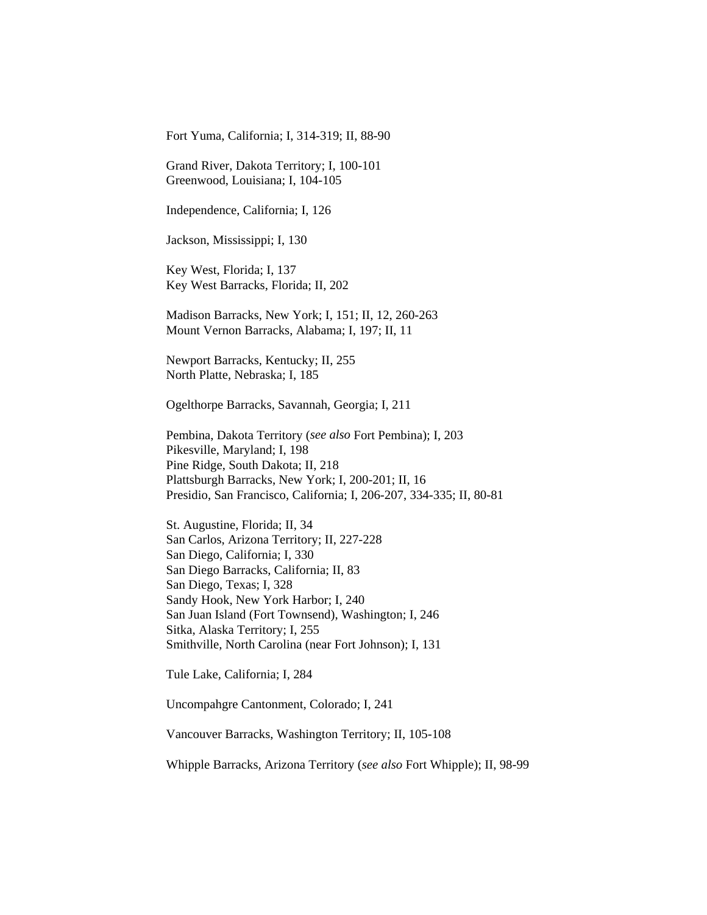Fort Yuma, California; I, 314-319; II, 88-90

Grand River, Dakota Territory; I, 100-101
Greenwood, Louisiana; I, 104-105

Independence, California; I, 126

Jackson, Mississippi; I, 130

Key West, Florida; I, 137
Key West Barracks, Florida; II, 202

Madison Barracks, New York; I, 151; II, 12, 260-263
Mount Vernon Barracks, Alabama; I, 197; II, 11

Newport Barracks, Kentucky; II, 255
North Platte, Nebraska; I, 185

Ogelthorpe Barracks, Savannah, Georgia; I, 211

Pembina, Dakota Territory (*see also* Fort Pembina); I, 203
Pikesville, Maryland; I, 198
Pine Ridge, South Dakota; II, 218
Plattsburgh Barracks, New York; I, 200-201; II, 16
Presidio, San Francisco, California; I, 206-207, 334-335; II, 80-81

St. Augustine, Florida; II, 34
San Carlos, Arizona Territory; II, 227-228
San Diego, California; I, 330
San Diego Barracks, California; II, 83
San Diego, Texas; I, 328
Sandy Hook, New York Harbor; I, 240
San Juan Island (Fort Townsend), Washington; I, 246
Sitka, Alaska Territory; I, 255
Smithville, North Carolina (near Fort Johnson); I, 131

Tule Lake, California; I, 284

Uncompahgre Cantonment, Colorado; I, 241

Vancouver Barracks, Washington Territory; II, 105-108

Whipple Barracks, Arizona Territory (*see also* Fort Whipple); II, 98-99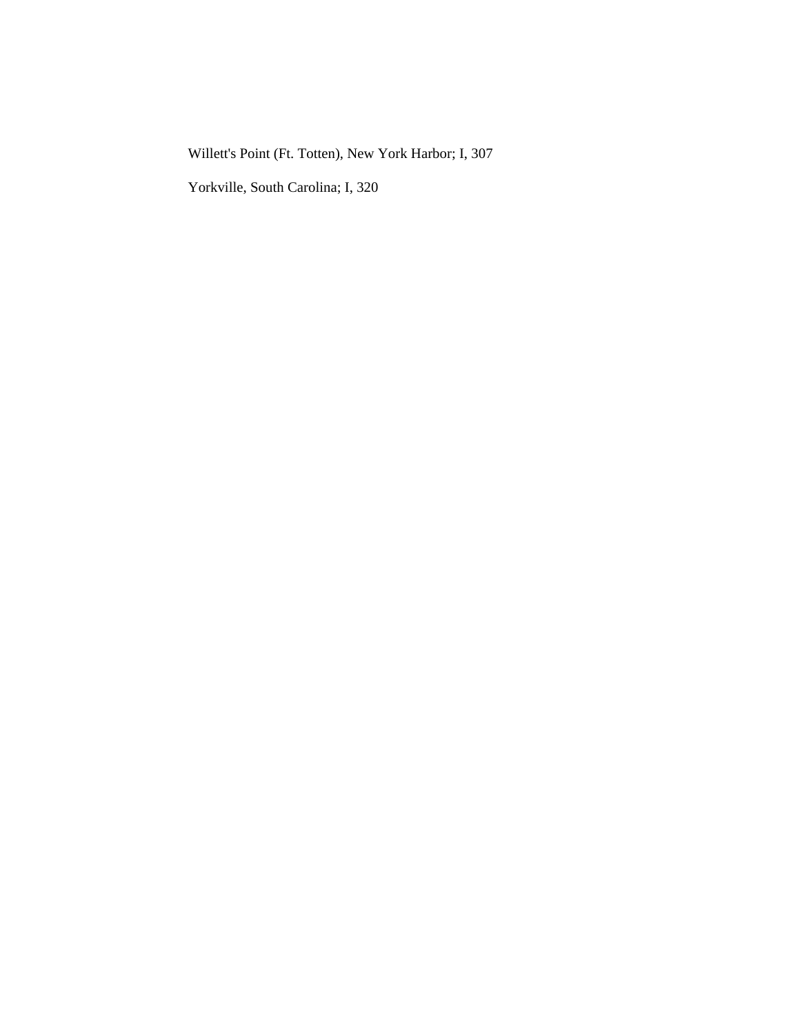Willett's Point (Ft. Totten), New York Harbor; I, 307

Yorkville, South Carolina; I, 320